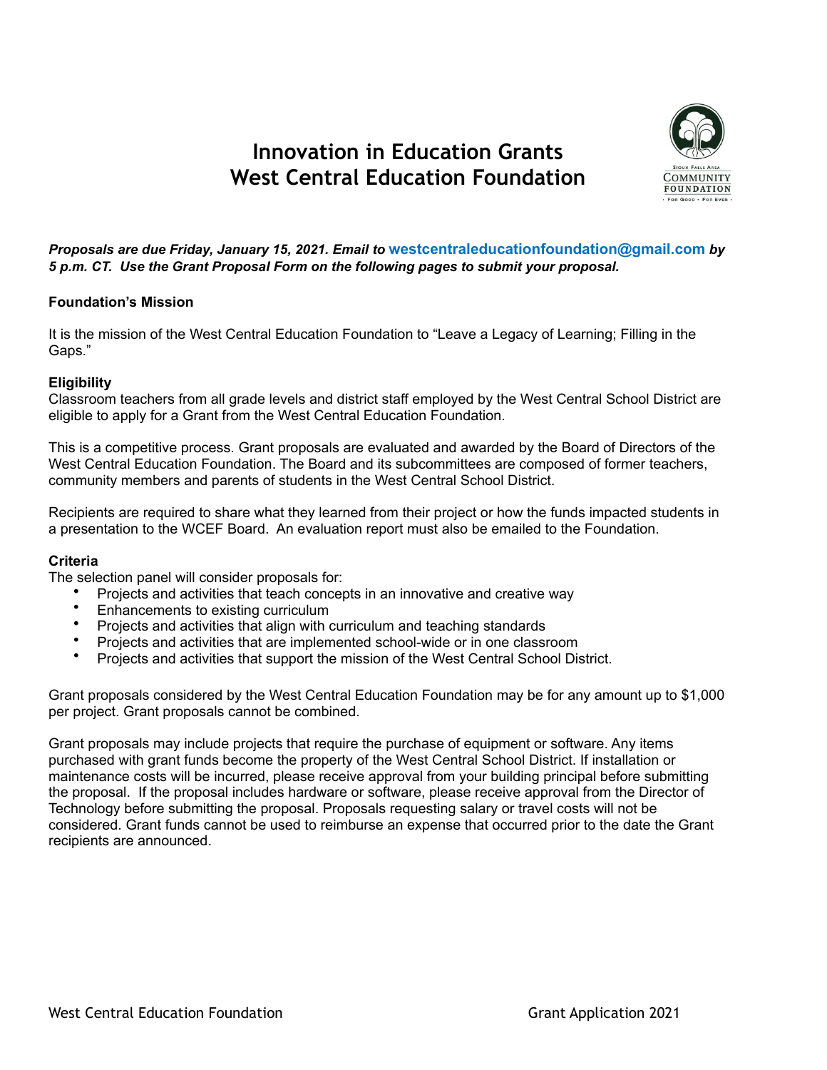# Innovation in Education Grants
# West Central Education Foundation

***Proposals are due Friday, January 15, 2021. Email to* westcentraleducationfoundation@gmail.com *by 5 p.m. CT. Use the Grant Proposal Form on the following pages to submit your proposal.***

**Foundation's Mission**

It is the mission of the West Central Education Foundation to "Leave a Legacy of Learning; Filling in the Gaps."

**Eligibility**

Classroom teachers from all grade levels and district staff employed by the West Central School District are eligible to apply for a Grant from the West Central Education Foundation.

This is a competitive process. Grant proposals are evaluated and awarded by the Board of Directors of the West Central Education Foundation. The Board and its subcommittees are composed of former teachers, community members and parents of students in the West Central School District.

Recipients are required to share what they learned from their project or how the funds impacted students in a presentation to the WCEF Board. An evaluation report must also be emailed to the Foundation.

**Criteria**

The selection panel will consider proposals for:

- Projects and activities that teach concepts in an innovative and creative way
- Enhancements to existing curriculum
- Projects and activities that align with curriculum and teaching standards
- Projects and activities that are implemented school-wide or in one classroom
- Projects and activities that support the mission of the West Central School District.

Grant proposals considered by the West Central Education Foundation may be for any amount up to $1,000 per project. Grant proposals cannot be combined.

Grant proposals may include projects that require the purchase of equipment or software. Any items purchased with grant funds become the property of the West Central School District. If installation or maintenance costs will be incurred, please receive approval from your building principal before submitting the proposal. If the proposal includes hardware or software, please receive approval from the Director of Technology before submitting the proposal. Proposals requesting salary or travel costs will not be considered. Grant funds cannot be used to reimburse an expense that occurred prior to the date the Grant recipients are announced.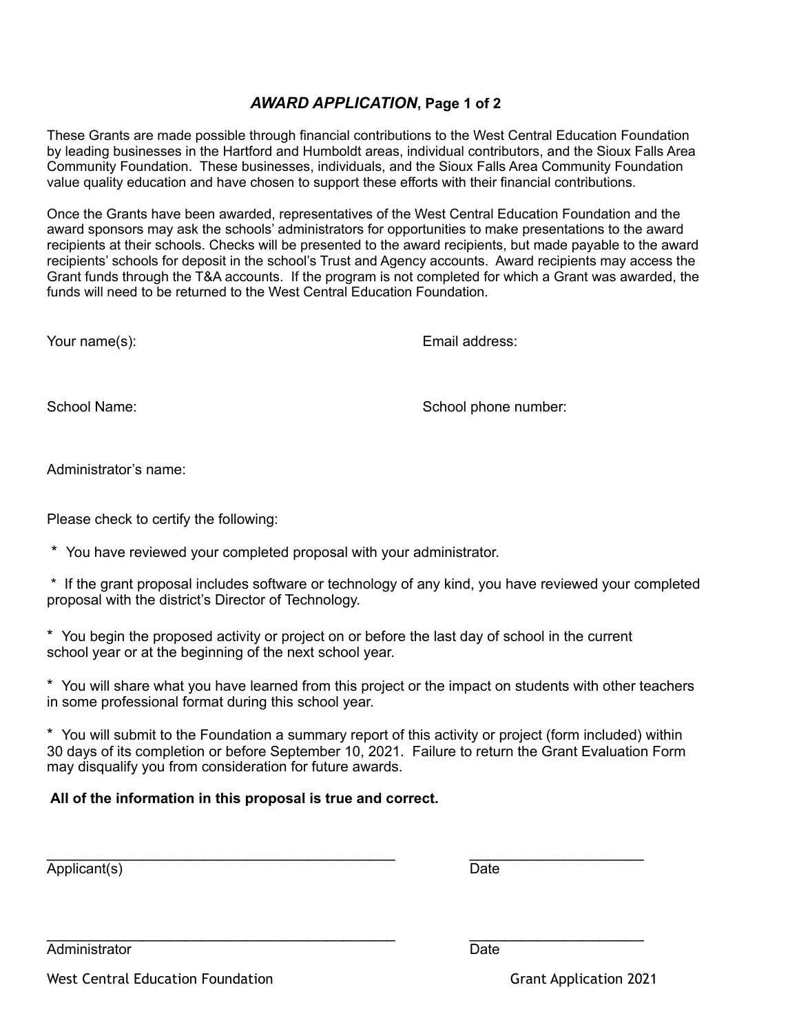## ***AWARD APPLICATION*, Page 1 of 2**

These Grants are made possible through financial contributions to the West Central Education Foundation by leading businesses in the Hartford and Humboldt areas, individual contributors, and the Sioux Falls Area Community Foundation. These businesses, individuals, and the Sioux Falls Area Community Foundation value quality education and have chosen to support these efforts with their financial contributions.

Once the Grants have been awarded, representatives of the West Central Education Foundation and the award sponsors may ask the schools' administrators for opportunities to make presentations to the award recipients at their schools. Checks will be presented to the award recipients, but made payable to the award recipients' schools for deposit in the school's Trust and Agency accounts. Award recipients may access the Grant funds through the T&A accounts. If the program is not completed for which a Grant was awarded, the funds will need to be returned to the West Central Education Foundation.

Your name(s):

Email address:

School Name:

School phone number:

Administrator's name:

Please check to certify the following:

* You have reviewed your completed proposal with your administrator.

* If the grant proposal includes software or technology of any kind, you have reviewed your completed proposal with the district's Director of Technology.

* You begin the proposed activity or project on or before the last day of school in the current school year or at the beginning of the next school year.

* You will share what you have learned from this project or the impact on students with other teachers in some professional format during this school year.

* You will submit to the Foundation a summary report of this activity or project (form included) within 30 days of its completion or before September 10, 2021. Failure to return the Grant Evaluation Form may disqualify you from consideration for future awards.

**All of the information in this proposal is true and correct.**

_____________________________________________ ______________________
Applicant(s) Date

_____________________________________________ ______________________
Administrator Date

West Central Education Foundation Grant Application 2021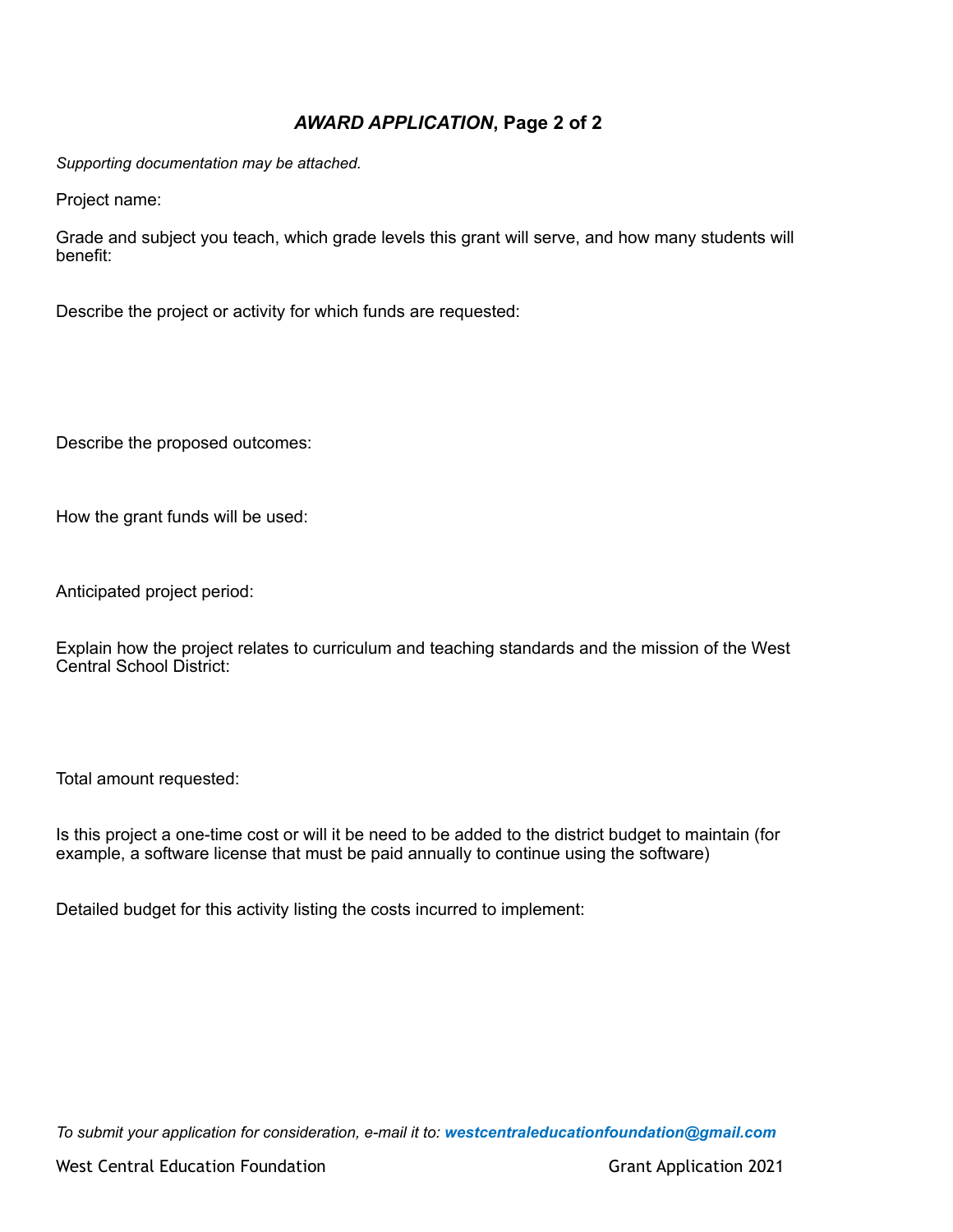## ***AWARD APPLICATION*, Page 2 of 2**

*Supporting documentation may be attached.*

Project name:

Grade and subject you teach, which grade levels this grant will serve, and how many students will benefit:

Describe the project or activity for which funds are requested:

Describe the proposed outcomes:

How the grant funds will be used:

Anticipated project period:

Explain how the project relates to curriculum and teaching standards and the mission of the West Central School District:

Total amount requested:

Is this project a one-time cost or will it be need to be added to the district budget to maintain (for example, a software license that must be paid annually to continue using the software)

Detailed budget for this activity listing the costs incurred to implement:

*To submit your application for consideration, e-mail it to:* ***westcentraleducationfoundation@gmail.com***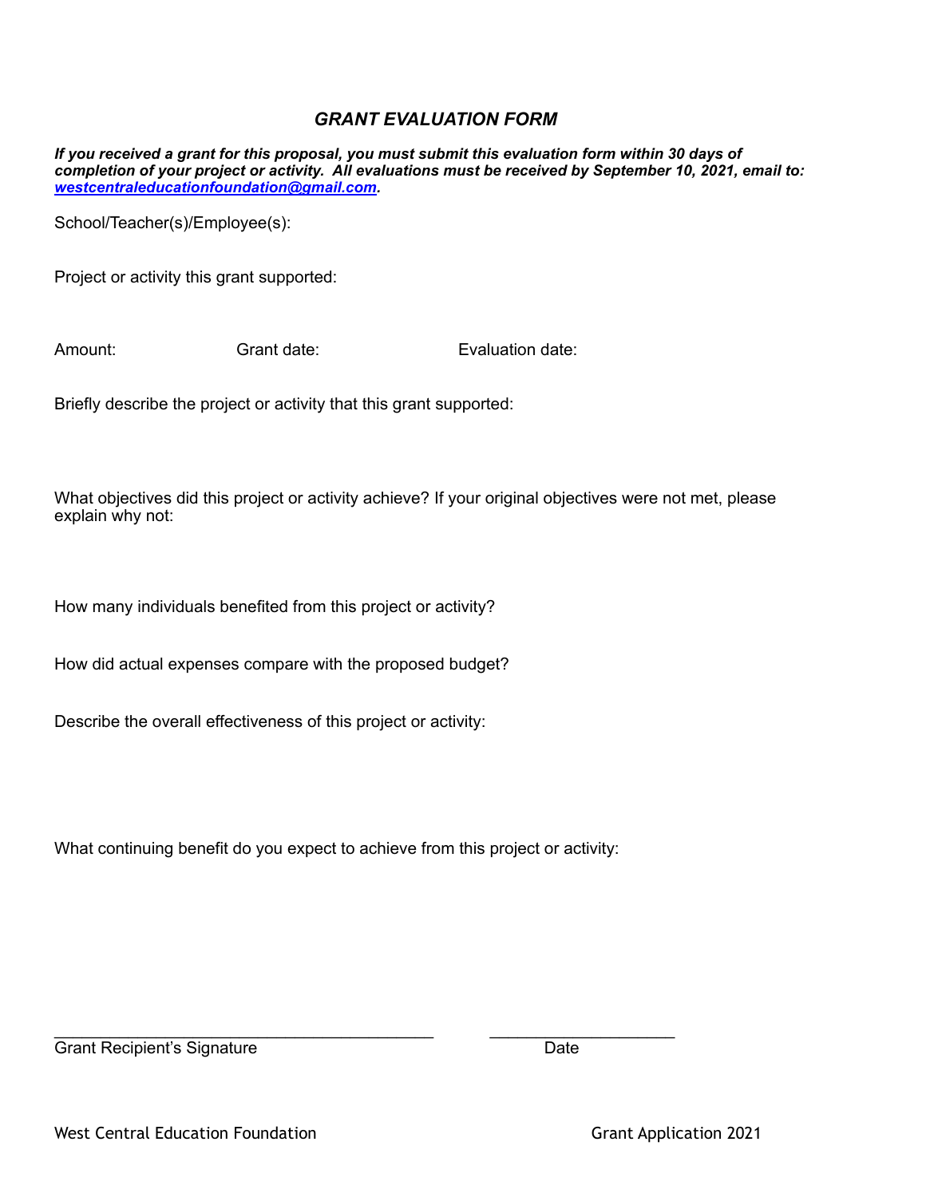# ***GRANT EVALUATION FORM***

***If you received a grant for this proposal, you must submit this evaluation form within 30 days of completion of your project or activity. All evaluations must be received by September 10, 2021, email to: westcentraleducationfoundation@gmail.com.***

School/Teacher(s)/Employee(s):

Project or activity this grant supported:

Amount: Grant date: Evaluation date:

Briefly describe the project or activity that this grant supported:

What objectives did this project or activity achieve? If your original objectives were not met, please explain why not:

How many individuals benefited from this project or activity?

How did actual expenses compare with the proposed budget?

Describe the overall effectiveness of this project or activity:

What continuing benefit do you expect to achieve from this project or activity:

\_\_\_\_\_\_\_\_\_\_\_\_\_\_\_\_\_\_\_\_\_\_\_\_\_\_\_\_\_\_\_\_\_\_\_\_\_\_\_\_\_ \_\_\_\_\_\_\_\_\_\_\_\_\_\_\_\_\_\_\_\_
Grant Recipient's Signature Date